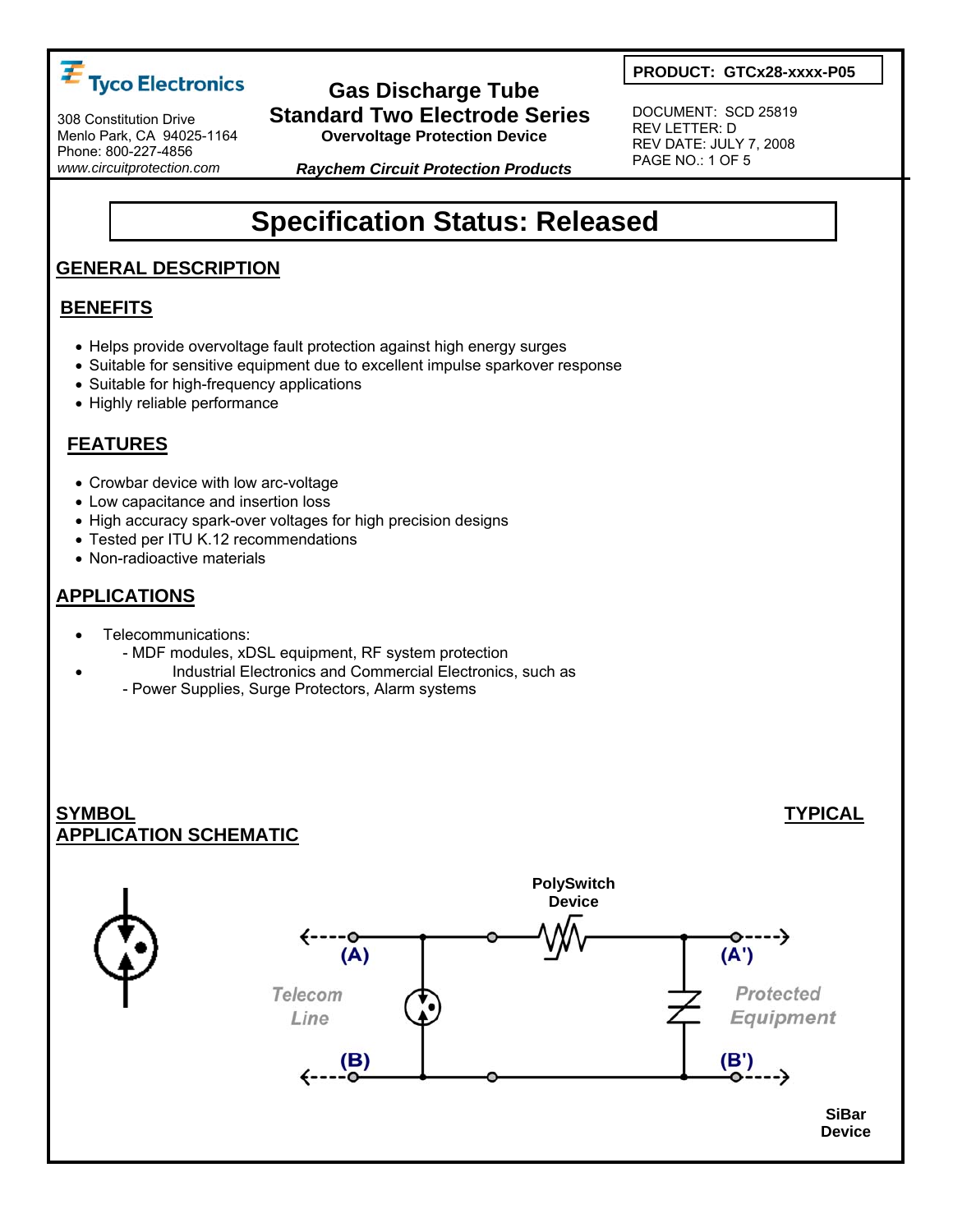Tyco Electronics

308 Constitution Drive
Menlo Park, CA 94025-1164
Phone: 800-227-4856
*www.circuitprotection.com*

# Gas Discharge Tube
# Standard Two Electrode Series

**Overvoltage Protection Device**

***Raychem Circuit Protection Products***

**PRODUCT: GTCx28-xxxx-P05**

DOCUMENT: SCD 25819
REV LETTER: D
REV DATE: JULY 7, 2008
PAGE NO.: 1 OF 5

# Specification Status: Released

## GENERAL DESCRIPTION

### BENEFITS

- Helps provide overvoltage fault protection against high energy surges
- Suitable for sensitive equipment due to excellent impulse sparkover response
- Suitable for high-frequency applications
- Highly reliable performance

### FEATURES

- Crowbar device with low arc-voltage
- Low capacitance and insertion loss
- High accuracy spark-over voltages for high precision designs
- Tested per ITU K.12 recommendations
- Non-radioactive materials

## APPLICATIONS

- Telecommunications:
  - MDF modules, xDSL equipment, RF system protection
- Industrial Electronics and Commercial Electronics, such as
  - Power Supplies, Surge Protectors, Alarm systems

## SYMBOL

## TYPICAL APPLICATION SCHEMATIC

PolySwitch Device

(A)

(A')

Telecom Line

Protected Equipment

(B)

(B')

SiBar Device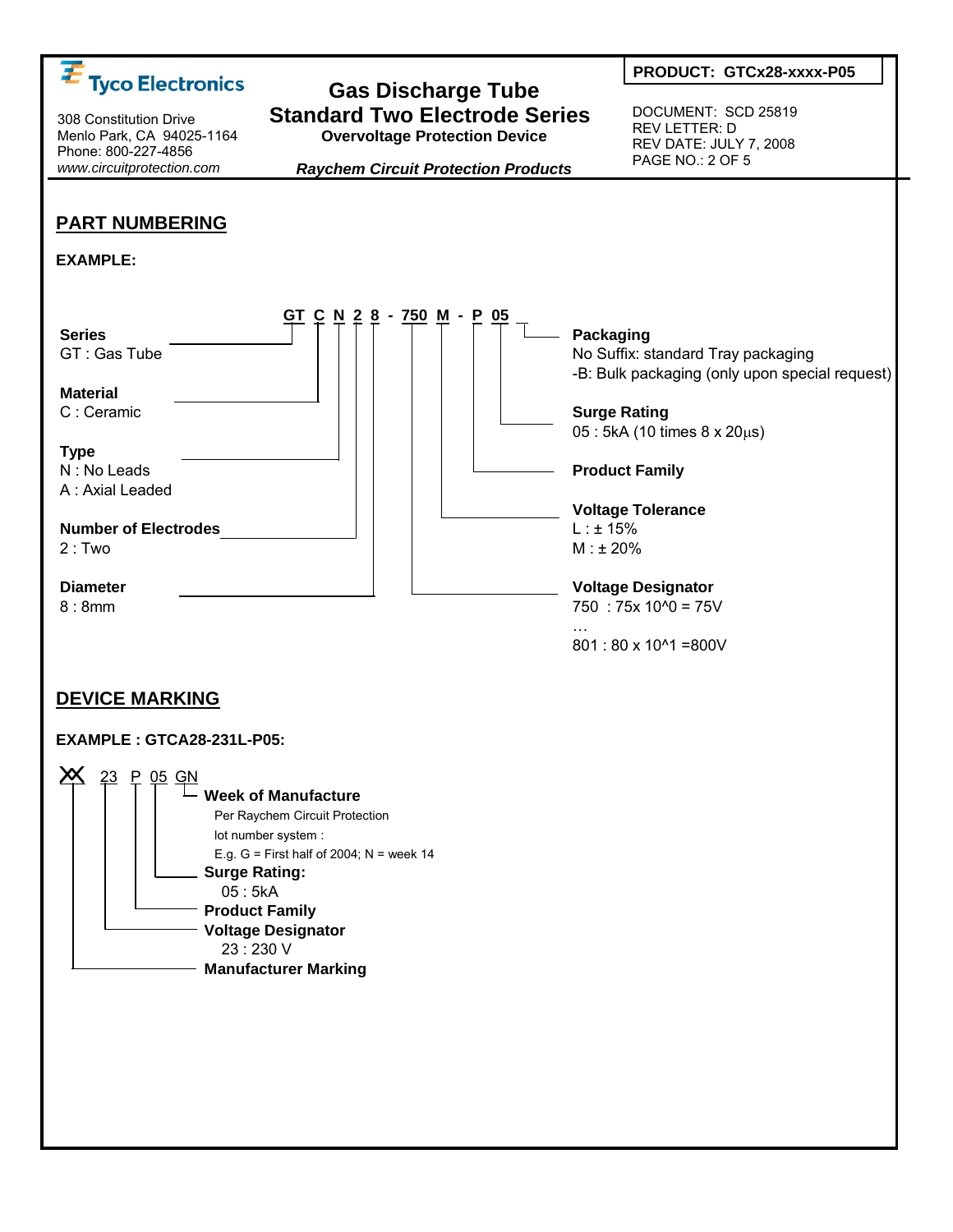## PART NUMBERING

**EXAMPLE:**

**GT C N 2 8 - 750 M - P 05**

**Series**
GT : Gas Tube

**Material**
C : Ceramic

**Type**
N : No Leads
A : Axial Leaded

**Number of Electrodes**
2 : Two

**Diameter**
8 : 8mm

**Packaging**
No Suffix: standard Tray packaging
-B: Bulk packaging (only upon special request)

**Surge Rating**
05 : 5kA (10 times 8 x 20μs)

**Product Family**

**Voltage Tolerance**
L : ± 15%
M : ± 20%

**Voltage Designator**
750 : 75x 10^0 = 75V
…
801 : 80 x 10^1 =800V

## DEVICE MARKING

**EXAMPLE : GTCA28-231L-P05:**

XX 23 P 05 GN

**Week of Manufacture**
Per Raychem Circuit Protection lot number system :
E.g. G = First half of 2004; N = week 14

**Surge Rating:**
05 : 5kA

**Product Family**

**Voltage Designator**
23 : 230 V

**Manufacturer Marking**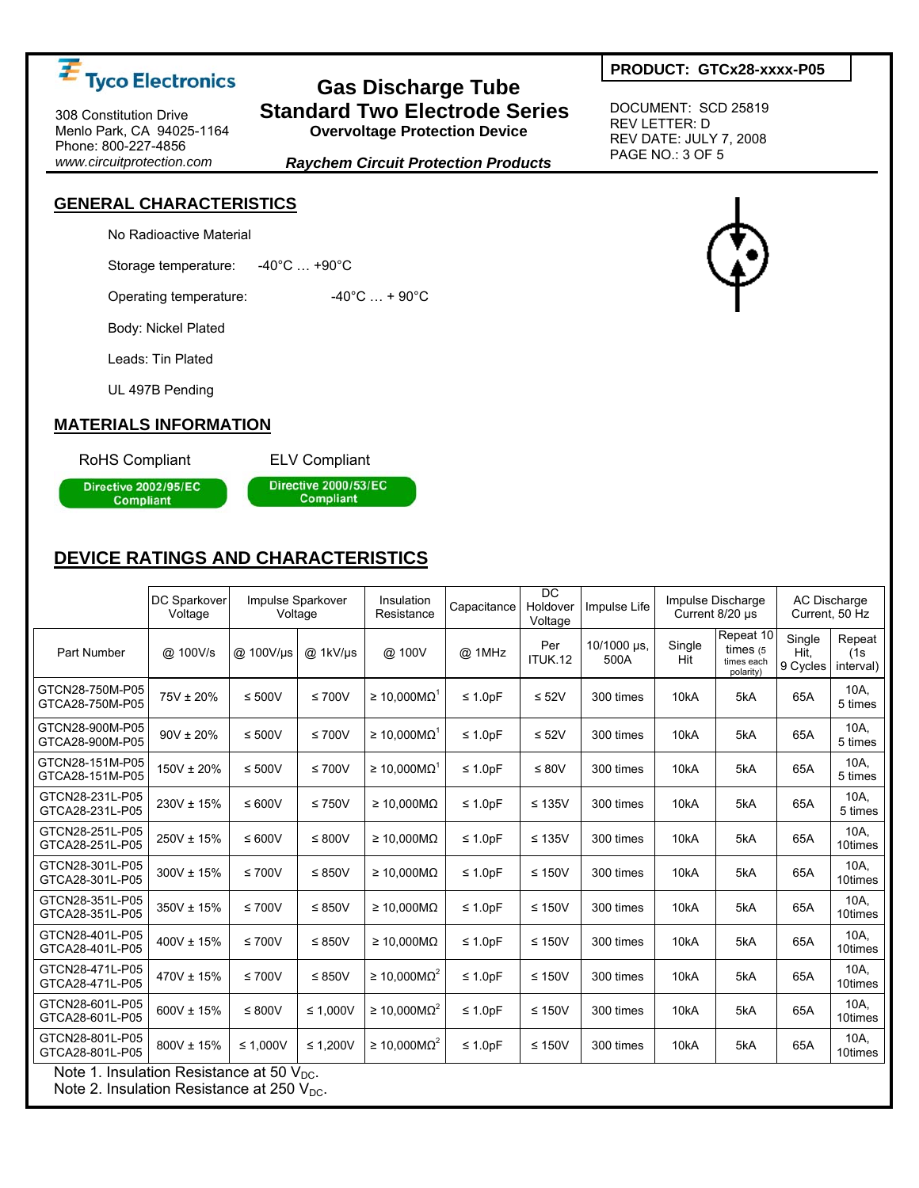Tyco Electronics

308 Constitution Drive
Menlo Park, CA 94025-1164
Phone: 800-227-4856
www.circuitprotection.com

# Gas Discharge Tube
# Standard Two Electrode Series

**Overvoltage Protection Device**

***Raychem Circuit Protection Products***

**PRODUCT: GTCx28-xxxx-P05**

DOCUMENT: SCD 25819
REV LETTER: D
REV DATE: JULY 7, 2008

## GENERAL CHARACTERISTICS

No Radioactive Material

Storage temperature: -40°C … +90°C

Operating temperature: -40°C … + 90°C

Body: Nickel Plated

Leads: Tin Plated

UL 497B Pending

## MATERIALS INFORMATION

RoHS Compliant — Directive 2002/95/EC Compliant

ELV Compliant — Directive 2000/53/EC Compliant

## DEVICE RATINGS AND CHARACTERISTICS

| | DC Sparkover Voltage | Impulse Sparkover Voltage | | Insulation Resistance | Capacitance | DC Holdover Voltage | Impulse Life | Impulse Discharge Current 8/20 µs | | AC Discharge Current, 50 Hz | |
|---|---|---|---|---|---|---|---|---|---|---|---|
| Part Number | @ 100V/s | @ 100V/µs | @ 1kV/µs | @ 100V | @ 1MHz | Per ITUK.12 | 10/1000 µs, 500A | Single Hit | Repeat 10 times (5 times each polarity) | Single Hit, 9 Cycles | Repeat (1s interval) |
| GTCN28-750M-P05 GTCA28-750M-P05 | 75V ± 20% | ≤ 500V | ≤ 700V | ≥ 10,000MΩ[1] | ≤ 1.0pF | ≤ 52V | 300 times | 10kA | 5kA | 65A | 10A, 5 times |
| GTCN28-900M-P05 GTCA28-900M-P05 | 90V ± 20% | ≤ 500V | ≤ 700V | ≥ 10,000MΩ[1] | ≤ 1.0pF | ≤ 52V | 300 times | 10kA | 5kA | 65A | 10A, 5 times |
| GTCN28-151M-P05 GTCA28-151M-P05 | 150V ± 20% | ≤ 500V | ≤ 700V | ≥ 10,000MΩ[1] | ≤ 1.0pF | ≤ 80V | 300 times | 10kA | 5kA | 65A | 10A, 5 times |
| GTCN28-231L-P05 GTCA28-231L-P05 | 230V ± 15% | ≤ 600V | ≤ 750V | ≥ 10,000MΩ | ≤ 1.0pF | ≤ 135V | 300 times | 10kA | 5kA | 65A | 10A, 5 times |
| GTCN28-251L-P05 GTCA28-251L-P05 | 250V ± 15% | ≤ 600V | ≤ 800V | ≥ 10,000MΩ | ≤ 1.0pF | ≤ 135V | 300 times | 10kA | 5kA | 65A | 10A, 10times |
| GTCN28-301L-P05 GTCA28-301L-P05 | 300V ± 15% | ≤ 700V | ≤ 850V | ≥ 10,000MΩ | ≤ 1.0pF | ≤ 150V | 300 times | 10kA | 5kA | 65A | 10A, 10times |
| GTCN28-351L-P05 GTCA28-351L-P05 | 350V ± 15% | ≤ 700V | ≤ 850V | ≥ 10,000MΩ | ≤ 1.0pF | ≤ 150V | 300 times | 10kA | 5kA | 65A | 10A, 10times |
| GTCN28-401L-P05 GTCA28-401L-P05 | 400V ± 15% | ≤ 700V | ≤ 850V | ≥ 10,000MΩ | ≤ 1.0pF | ≤ 150V | 300 times | 10kA | 5kA | 65A | 10A, 10times |
| GTCN28-471L-P05 GTCA28-471L-P05 | 470V ± 15% | ≤ 700V | ≤ 850V | ≥ 10,000MΩ[2] | ≤ 1.0pF | ≤ 150V | 300 times | 10kA | 5kA | 65A | 10A, 10times |
| GTCN28-601L-P05 GTCA28-601L-P05 | 600V ± 15% | ≤ 800V | ≤ 1,000V | ≥ 10,000MΩ[2] | ≤ 1.0pF | ≤ 150V | 300 times | 10kA | 5kA | 65A | 10A, 10times |
| GTCN28-801L-P05 GTCA28-801L-P05 | 800V ± 15% | ≤ 1,000V | ≤ 1,200V | ≥ 10,000MΩ[2] | ≤ 1.0pF | ≤ 150V | 300 times | 10kA | 5kA | 65A | 10A, 10times |

Note 1. Insulation Resistance at 50 $V_{DC}$.
Note 2. Insulation Resistance at 250 $V_{DC}$.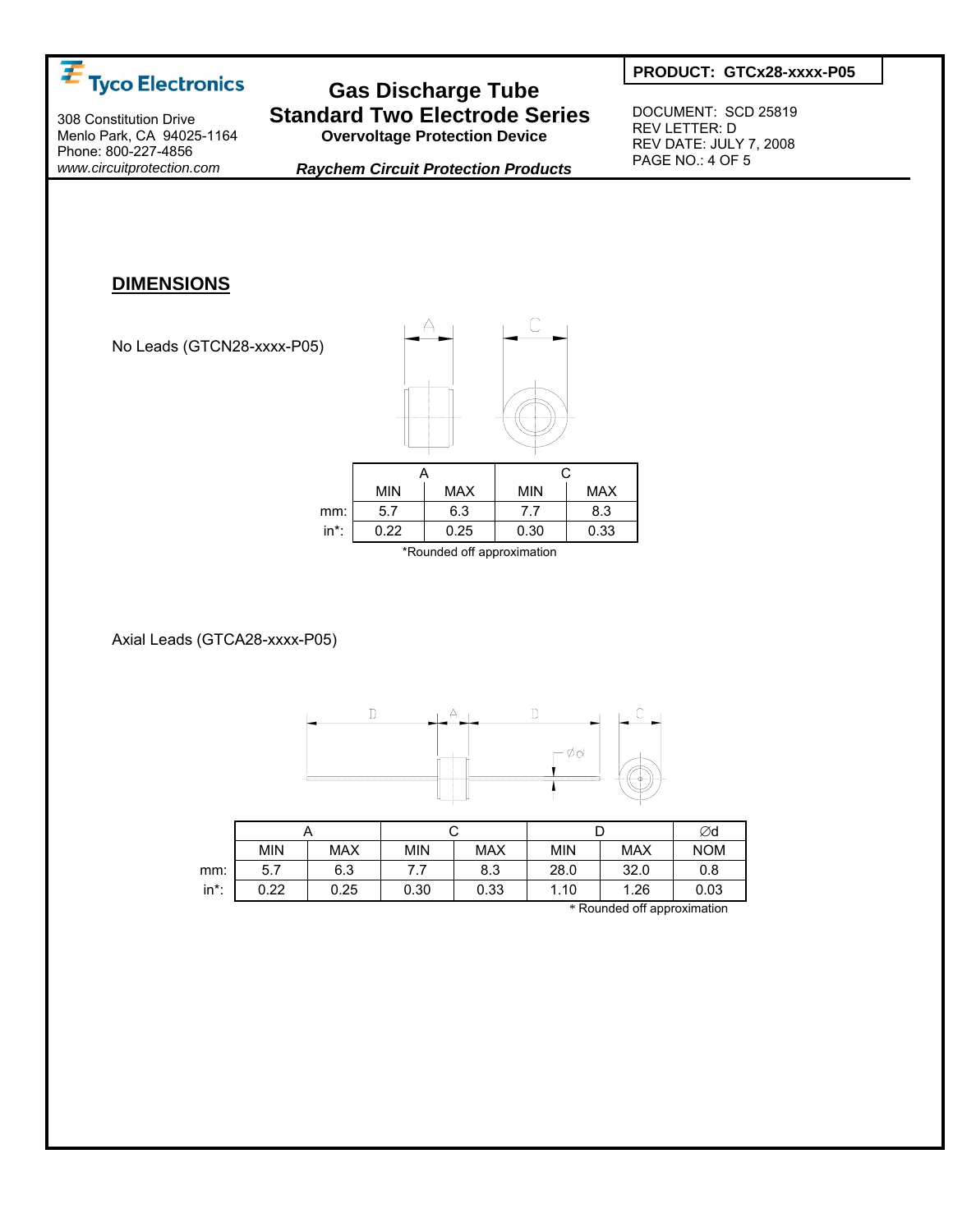## DIMENSIONS

No Leads (GTCN28-xxxx-P05)

A

C

| | A | | C | |
|---|---|---|---|---|
| | MIN | MAX | MIN | MAX |
| mm: | 5.7 | 6.3 | 7.7 | 8.3 |
| in*: | 0.22 | 0.25 | 0.30 | 0.33 |

*Rounded off approximation

Axial Leads (GTCA28-xxxx-P05)

D

A

D

Ød

C

| | A | | C | | D | | Ød |
|---|---|---|---|---|---|---|---|
| | MIN | MAX | MIN | MAX | MIN | MAX | NOM |
| mm: | 5.7 | 6.3 | 7.7 | 8.3 | 28.0 | 32.0 | 0.8 |
| in*: | 0.22 | 0.25 | 0.30 | 0.33 | 1.10 | 1.26 | 0.03 |

* Rounded off approximation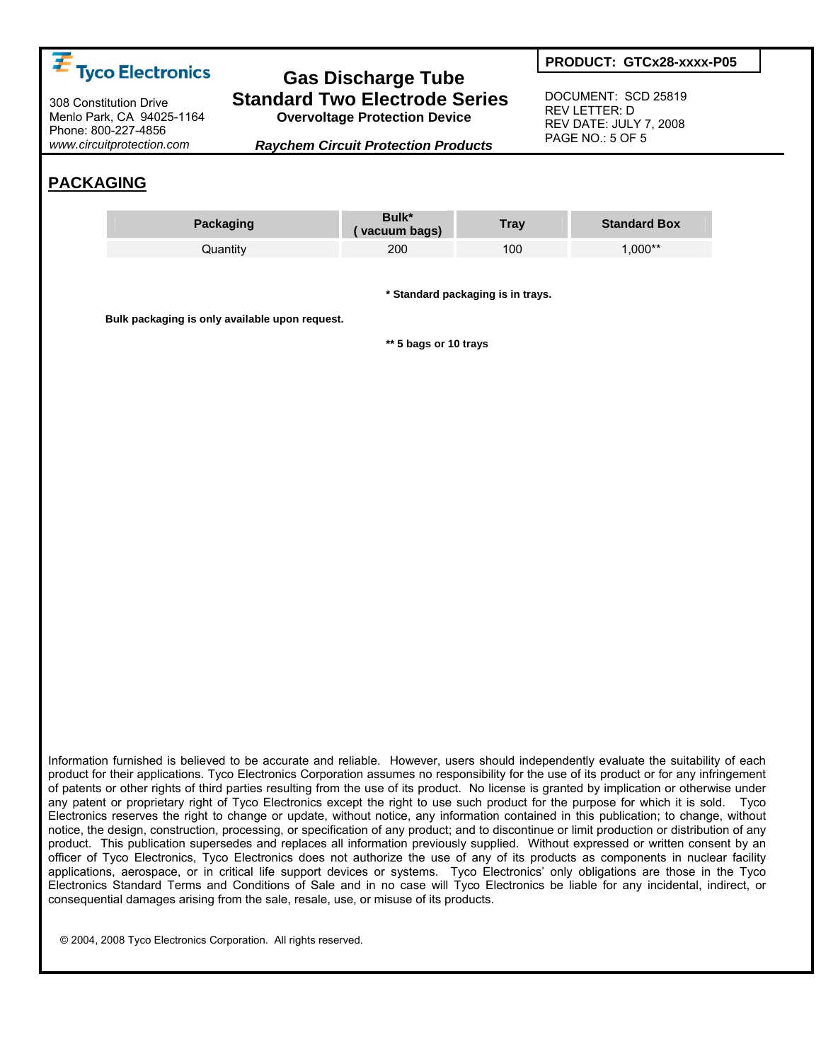## PACKAGING

| Packaging | Bulk* ( vacuum bags) | Tray | Standard Box |
|---|---|---|---|
| Quantity | 200 | 100 | 1,000** |

**\* Standard packaging is in trays.**

**Bulk packaging is only available upon request.**

**\*\* 5 bags or 10 trays**

Information furnished is believed to be accurate and reliable. However, users should independently evaluate the suitability of each product for their applications. Tyco Electronics Corporation assumes no responsibility for the use of its product or for any infringement of patents or other rights of third parties resulting from the use of its product. No license is granted by implication or otherwise under any patent or proprietary right of Tyco Electronics except the right to use such product for the purpose for which it is sold. Tyco Electronics reserves the right to change or update, without notice, any information contained in this publication; to change, without notice, the design, construction, processing, or specification of any product; and to discontinue or limit production or distribution of any product. This publication supersedes and replaces all information previously supplied. Without expressed or written consent by an officer of Tyco Electronics, Tyco Electronics does not authorize the use of any of its products as components in nuclear facility applications, aerospace, or in critical life support devices or systems. Tyco Electronics' only obligations are those in the Tyco Electronics Standard Terms and Conditions of Sale and in no case will Tyco Electronics be liable for any incidental, indirect, or consequential damages arising from the sale, resale, use, or misuse of its products.

© 2004, 2008 Tyco Electronics Corporation. All rights reserved.